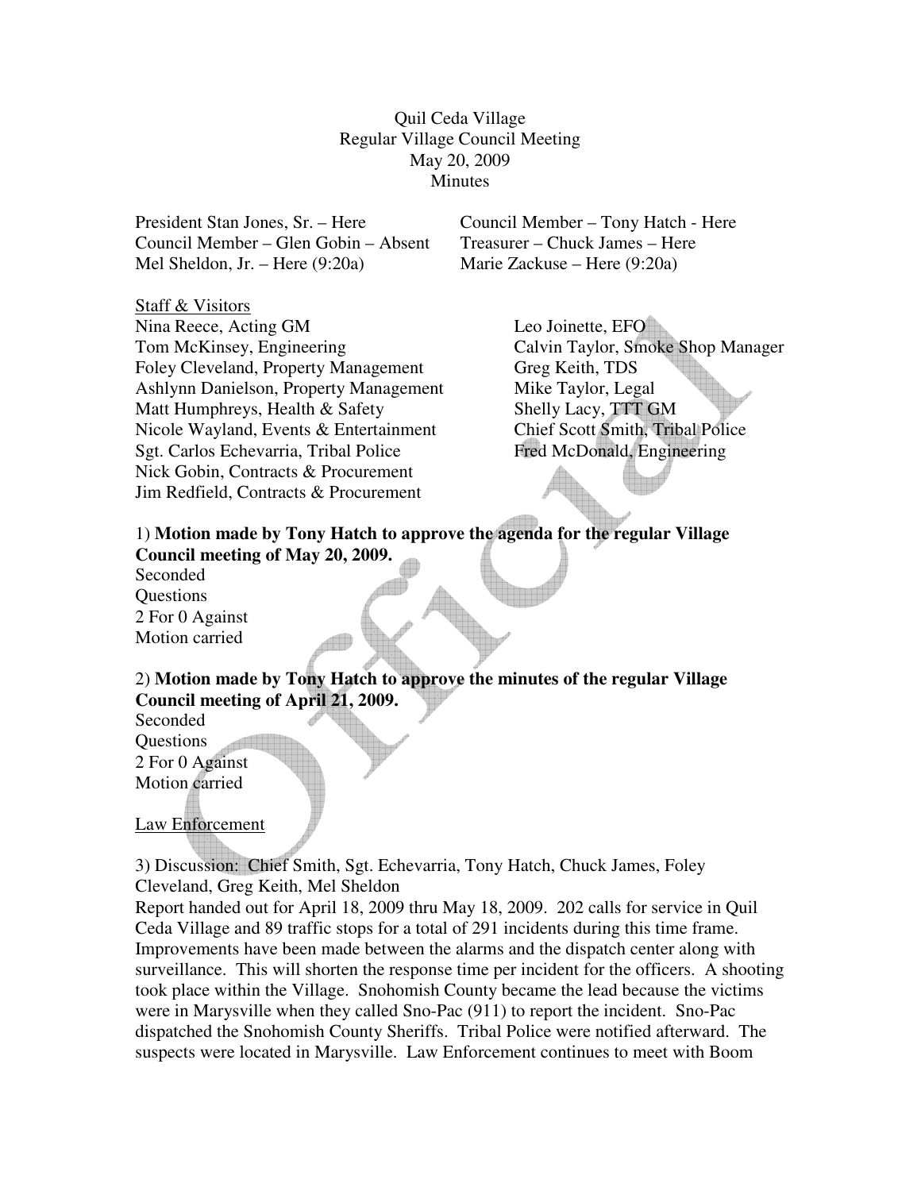Quil Ceda Village
Regular Village Council Meeting
May 20, 2009
Minutes

President Stan Jones, Sr. – Here
Council Member – Tony Hatch - Here
Council Member – Glen Gobin – Absent
Treasurer – Chuck James – Here
Mel Sheldon, Jr. – Here (9:20a)
Marie Zackuse – Here (9:20a)

Staff & Visitors

Nina Reece, Acting GM
Tom McKinsey, Engineering
Foley Cleveland, Property Management
Ashlynn Danielson, Property Management
Matt Humphreys, Health & Safety
Nicole Wayland, Events & Entertainment
Sgt. Carlos Echevarria, Tribal Police
Nick Gobin, Contracts & Procurement
Jim Redfield, Contracts & Procurement
Leo Joinette, EFO
Calvin Taylor, Smoke Shop Manager
Greg Keith, TDS
Mike Taylor, Legal
Shelly Lacy, TTT GM
Chief Scott Smith, Tribal Police
Fred McDonald, Engineering

1) **Motion made by Tony Hatch to approve the agenda for the regular Village Council meeting of May 20, 2009.**
Seconded
Questions
2 For 0 Against
Motion carried

2) **Motion made by Tony Hatch to approve the minutes of the regular Village Council meeting of April 21, 2009.**
Seconded
Questions
2 For 0 Against
Motion carried

Law Enforcement

3) Discussion: Chief Smith, Sgt. Echevarria, Tony Hatch, Chuck James, Foley Cleveland, Greg Keith, Mel Sheldon
Report handed out for April 18, 2009 thru May 18, 2009. 202 calls for service in Quil Ceda Village and 89 traffic stops for a total of 291 incidents during this time frame. Improvements have been made between the alarms and the dispatch center along with surveillance. This will shorten the response time per incident for the officers. A shooting took place within the Village. Snohomish County became the lead because the victims were in Marysville when they called Sno-Pac (911) to report the incident. Sno-Pac dispatched the Snohomish County Sheriffs. Tribal Police were notified afterward. The suspects were located in Marysville. Law Enforcement continues to meet with Boom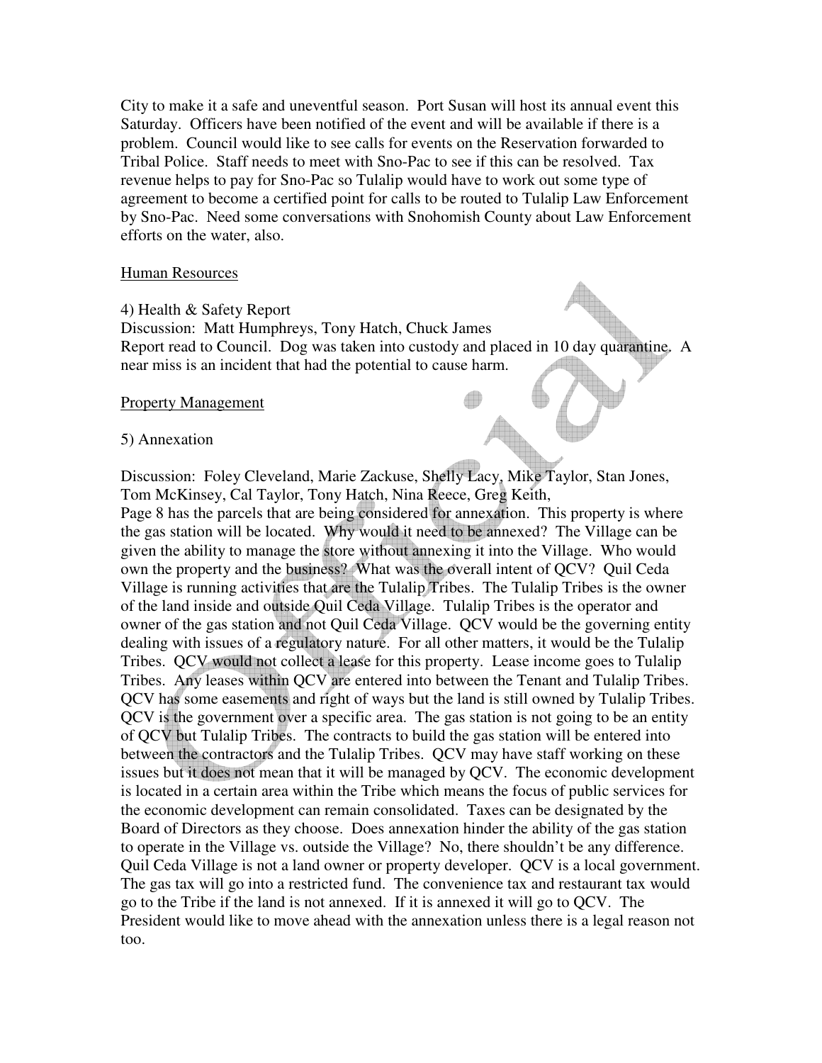City to make it a safe and uneventful season. Port Susan will host its annual event this Saturday. Officers have been notified of the event and will be available if there is a problem. Council would like to see calls for events on the Reservation forwarded to Tribal Police. Staff needs to meet with Sno-Pac to see if this can be resolved. Tax revenue helps to pay for Sno-Pac so Tulalip would have to work out some type of agreement to become a certified point for calls to be routed to Tulalip Law Enforcement by Sno-Pac. Need some conversations with Snohomish County about Law Enforcement efforts on the water, also.

Human Resources

4) Health & Safety Report
Discussion: Matt Humphreys, Tony Hatch, Chuck James
Report read to Council. Dog was taken into custody and placed in 10 day quarantine. A near miss is an incident that had the potential to cause harm.

Property Management

5) Annexation

Discussion: Foley Cleveland, Marie Zackuse, Shelly Lacy, Mike Taylor, Stan Jones, Tom McKinsey, Cal Taylor, Tony Hatch, Nina Reece, Greg Keith,
Page 8 has the parcels that are being considered for annexation. This property is where the gas station will be located. Why would it need to be annexed? The Village can be given the ability to manage the store without annexing it into the Village. Who would own the property and the business? What was the overall intent of QCV? Quil Ceda Village is running activities that are the Tulalip Tribes. The Tulalip Tribes is the owner of the land inside and outside Quil Ceda Village. Tulalip Tribes is the operator and owner of the gas station and not Quil Ceda Village. QCV would be the governing entity dealing with issues of a regulatory nature. For all other matters, it would be the Tulalip Tribes. QCV would not collect a lease for this property. Lease income goes to Tulalip Tribes. Any leases within QCV are entered into between the Tenant and Tulalip Tribes. QCV has some easements and right of ways but the land is still owned by Tulalip Tribes. QCV is the government over a specific area. The gas station is not going to be an entity of QCV but Tulalip Tribes. The contracts to build the gas station will be entered into between the contractors and the Tulalip Tribes. QCV may have staff working on these issues but it does not mean that it will be managed by QCV. The economic development is located in a certain area within the Tribe which means the focus of public services for the economic development can remain consolidated. Taxes can be designated by the Board of Directors as they choose. Does annexation hinder the ability of the gas station to operate in the Village vs. outside the Village? No, there shouldn't be any difference. Quil Ceda Village is not a land owner or property developer. QCV is a local government. The gas tax will go into a restricted fund. The convenience tax and restaurant tax would go to the Tribe if the land is not annexed. If it is annexed it will go to QCV. The President would like to move ahead with the annexation unless there is a legal reason not too.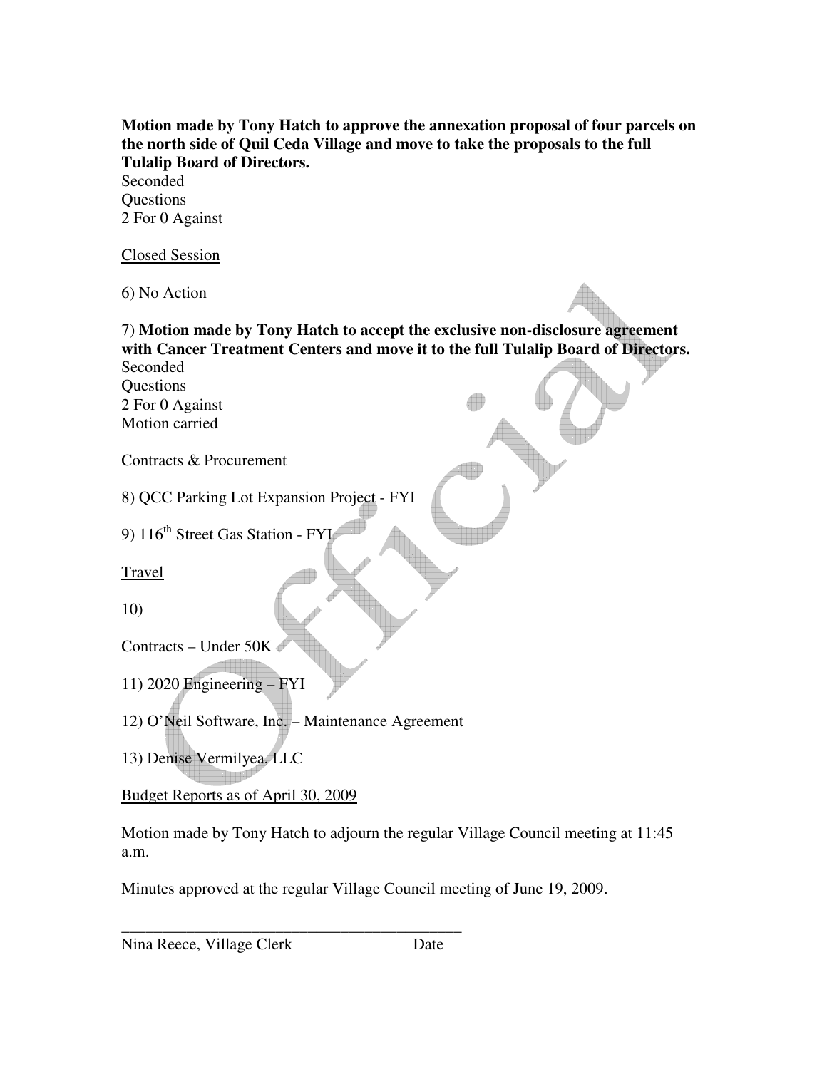**Motion made by Tony Hatch to approve the annexation proposal of four parcels on the north side of Quil Ceda Village and move to take the proposals to the full Tulalip Board of Directors.**
Seconded
Questions
2 For 0 Against

Closed Session

6) No Action

7) **Motion made by Tony Hatch to accept the exclusive non-disclosure agreement with Cancer Treatment Centers and move it to the full Tulalip Board of Directors.**
Seconded
Questions
2 For 0 Against
Motion carried

Contracts & Procurement

8) QCC Parking Lot Expansion Project - FYI

9) 116th Street Gas Station - FYI

Travel

10)

Contracts – Under 50K

11) 2020 Engineering – FYI

12) O'Neil Software, Inc. – Maintenance Agreement

13) Denise Vermilyea, LLC

Budget Reports as of April 30, 2009

Motion made by Tony Hatch to adjourn the regular Village Council meeting at 11:45 a.m.

Minutes approved at the regular Village Council meeting of June 19, 2009.

_______________________________________________
Nina Reece, Village Clerk Date